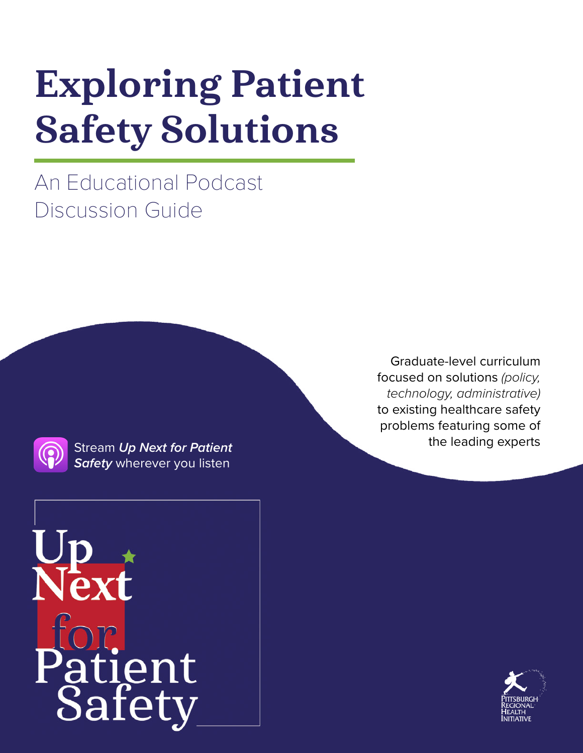# Exploring Patient Safety Solutions

## An Educational Podcast Discussion Guide

Graduate-level curriculum focused on solutions *(policy, technology, administrative)* to existing healthcare safety problems featuring some of the leading experts

Stream ***Up Next for Patient Safety*** wherever you listen

Up Next for Patient Safety

Pittsburgh Regional Health Initiative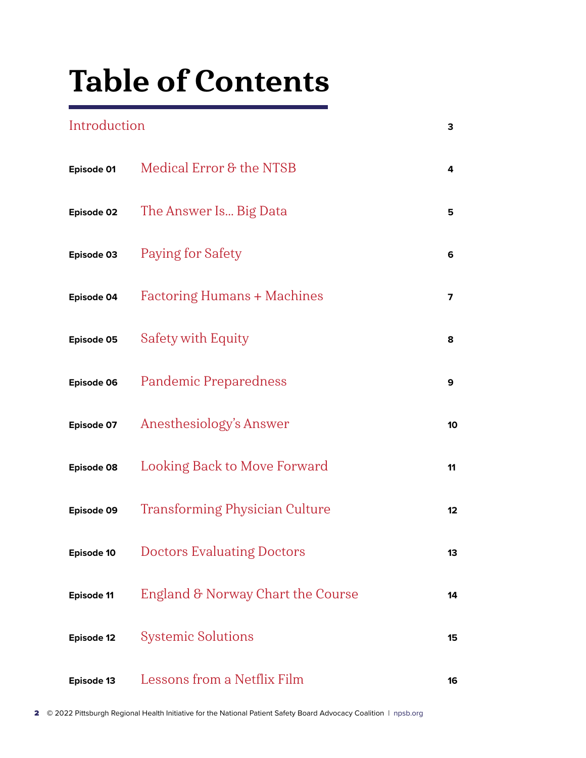# Table of Contents

| | | |
|---|---|---|
| Introduction | | 3 |
| **Episode 01** | Medical Error & the NTSB | 4 |
| **Episode 02** | The Answer Is... Big Data | 5 |
| **Episode 03** | Paying for Safety | 6 |
| **Episode 04** | Factoring Humans + Machines | 7 |
| **Episode 05** | Safety with Equity | 8 |
| **Episode 06** | Pandemic Preparedness | 9 |
| **Episode 07** | Anesthesiology's Answer | 10 |
| **Episode 08** | Looking Back to Move Forward | 11 |
| **Episode 09** | Transforming Physician Culture | 12 |
| **Episode 10** | Doctors Evaluating Doctors | 13 |
| **Episode 11** | England & Norway Chart the Course | 14 |
| **Episode 12** | Systemic Solutions | 15 |
| **Episode 13** | Lessons from a Netflix Film | 16 |

© 2022 Pittsburgh Regional Health Initiative for the National Patient Safety Board Advocacy Coalition | npsb.org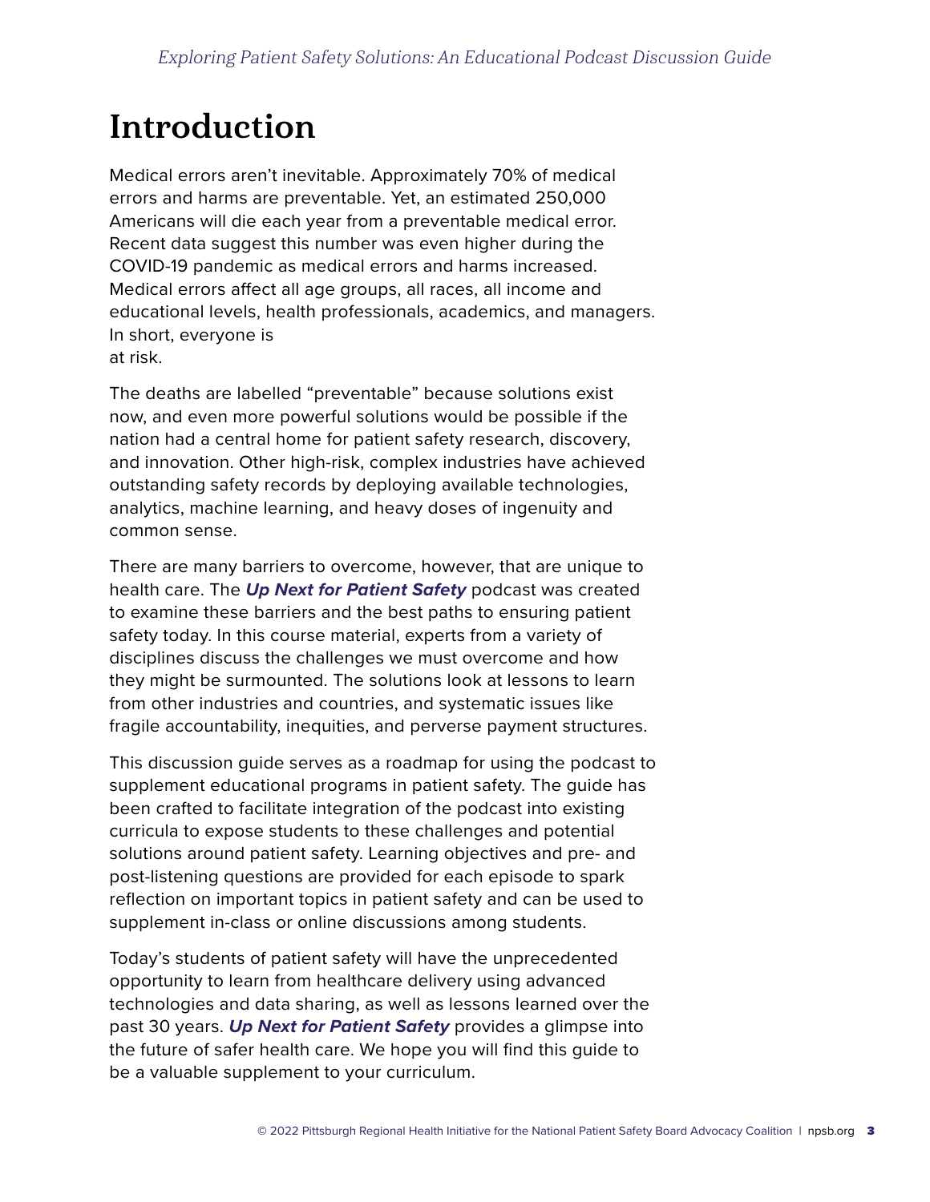# Introduction

Medical errors aren't inevitable. Approximately 70% of medical errors and harms are preventable. Yet, an estimated 250,000 Americans will die each year from a preventable medical error. Recent data suggest this number was even higher during the COVID-19 pandemic as medical errors and harms increased. Medical errors affect all age groups, all races, all income and educational levels, health professionals, academics, and managers. In short, everyone is at risk.

The deaths are labelled "preventable" because solutions exist now, and even more powerful solutions would be possible if the nation had a central home for patient safety research, discovery, and innovation. Other high-risk, complex industries have achieved outstanding safety records by deploying available technologies, analytics, machine learning, and heavy doses of ingenuity and common sense.

There are many barriers to overcome, however, that are unique to health care. The ***Up Next for Patient Safety*** podcast was created to examine these barriers and the best paths to ensuring patient safety today. In this course material, experts from a variety of disciplines discuss the challenges we must overcome and how they might be surmounted. The solutions look at lessons to learn from other industries and countries, and systematic issues like fragile accountability, inequities, and perverse payment structures.

This discussion guide serves as a roadmap for using the podcast to supplement educational programs in patient safety. The guide has been crafted to facilitate integration of the podcast into existing curricula to expose students to these challenges and potential solutions around patient safety. Learning objectives and pre- and post-listening questions are provided for each episode to spark reflection on important topics in patient safety and can be used to supplement in-class or online discussions among students.

Today's students of patient safety will have the unprecedented opportunity to learn from healthcare delivery using advanced technologies and data sharing, as well as lessons learned over the past 30 years. ***Up Next for Patient Safety*** provides a glimpse into the future of safer health care. We hope you will find this guide to be a valuable supplement to your curriculum.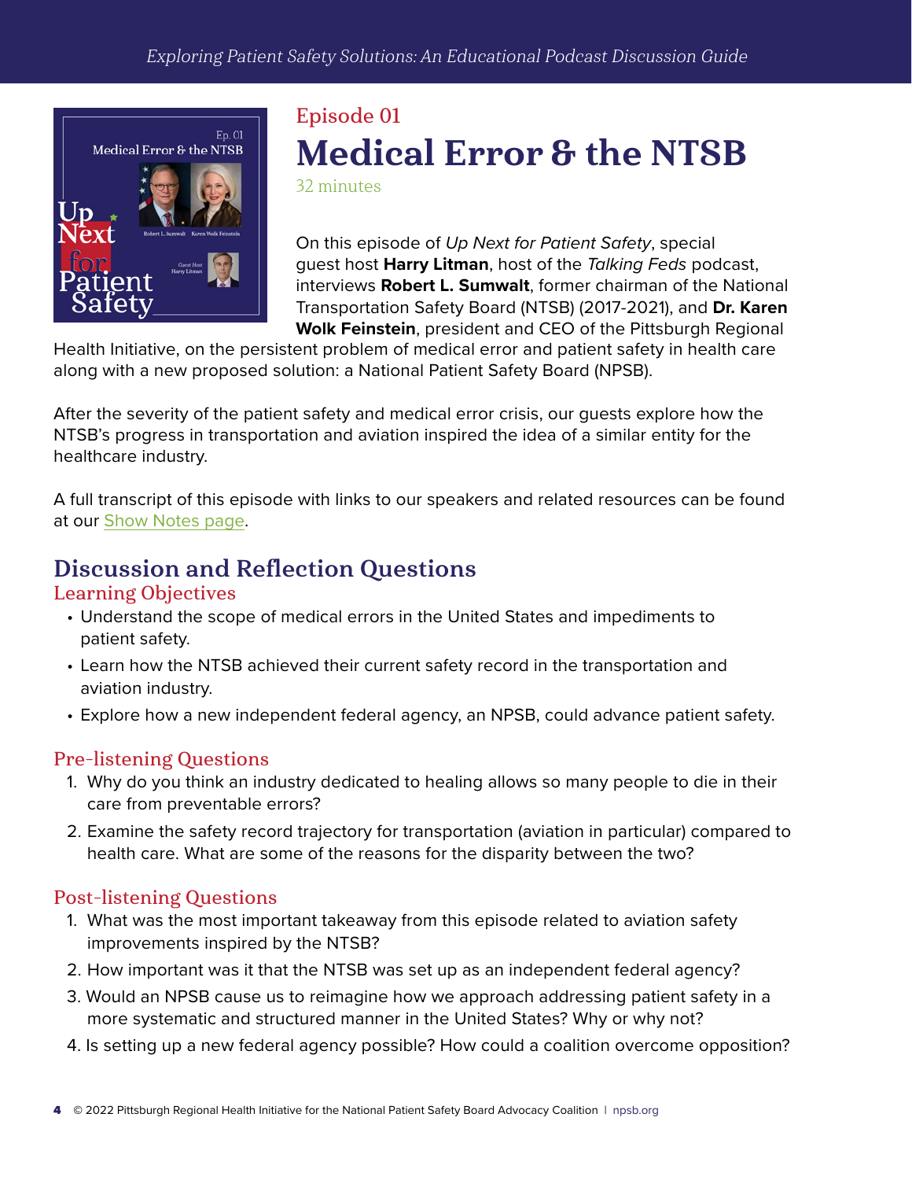# Episode 01

# Medical Error & the NTSB

32 minutes

On this episode of *Up Next for Patient Safety*, special guest host **Harry Litman**, host of the *Talking Feds* podcast, interviews **Robert L. Sumwalt**, former chairman of the National Transportation Safety Board (NTSB) (2017-2021), and **Dr. Karen Wolk Feinstein**, president and CEO of the Pittsburgh Regional Health Initiative, on the persistent problem of medical error and patient safety in health care along with a new proposed solution: a National Patient Safety Board (NPSB).

After the severity of the patient safety and medical error crisis, our guests explore how the NTSB's progress in transportation and aviation inspired the idea of a similar entity for the healthcare industry.

A full transcript of this episode with links to our speakers and related resources can be found at our Show Notes page.

## Discussion and Reflection Questions

### Learning Objectives

- Understand the scope of medical errors in the United States and impediments to patient safety.
- Learn how the NTSB achieved their current safety record in the transportation and aviation industry.
- Explore how a new independent federal agency, an NPSB, could advance patient safety.

### Pre-listening Questions

1. Why do you think an industry dedicated to healing allows so many people to die in their care from preventable errors?
2. Examine the safety record trajectory for transportation (aviation in particular) compared to health care. What are some of the reasons for the disparity between the two?

### Post-listening Questions

1. What was the most important takeaway from this episode related to aviation safety improvements inspired by the NTSB?
2. How important was it that the NTSB was set up as an independent federal agency?
3. Would an NPSB cause us to reimagine how we approach addressing patient safety in a more systematic and structured manner in the United States? Why or why not?
4. Is setting up a new federal agency possible? How could a coalition overcome opposition?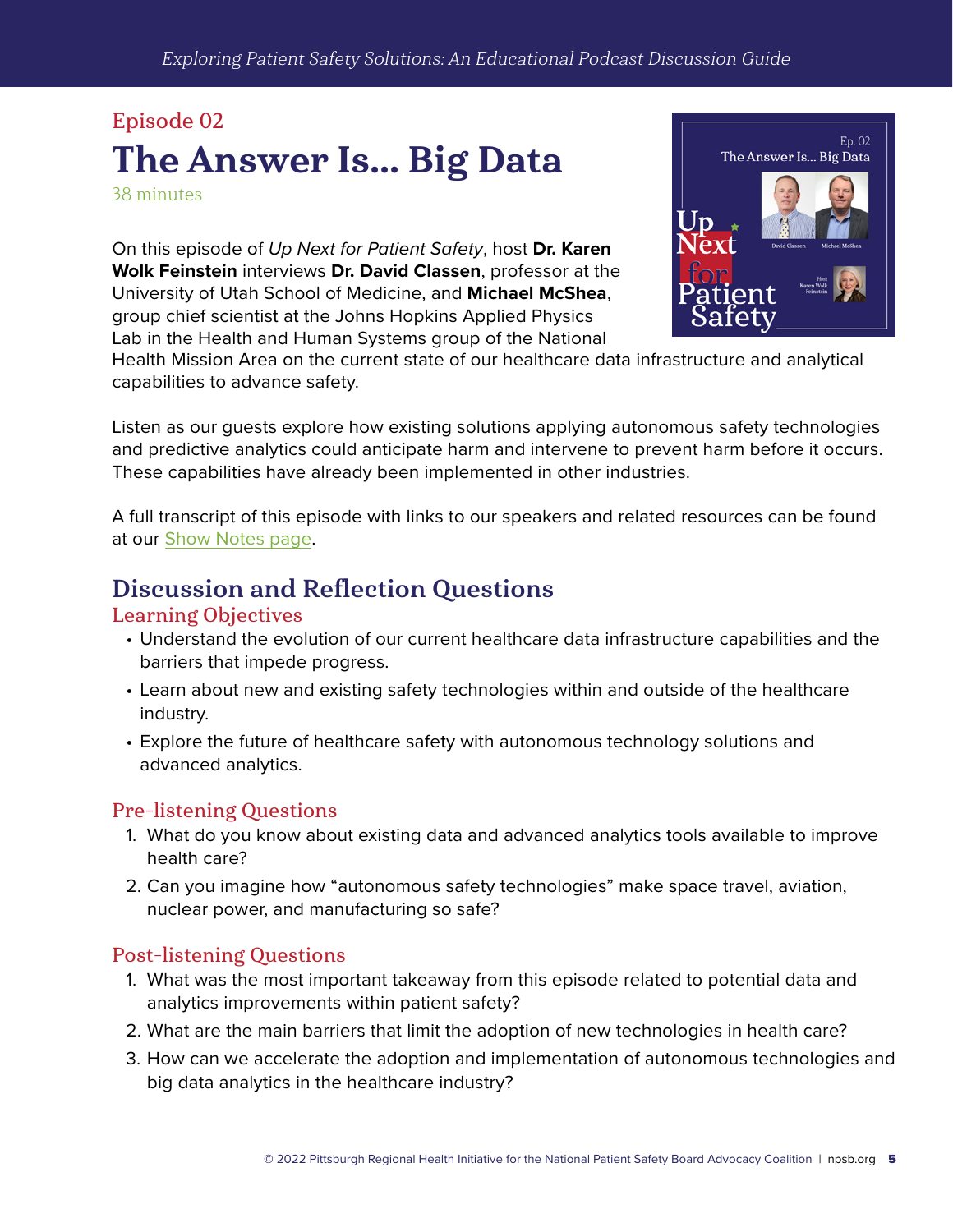Episode 02

# The Answer Is... Big Data

38 minutes

On this episode of *Up Next for Patient Safety*, host **Dr. Karen Wolk Feinstein** interviews **Dr. David Classen**, professor at the University of Utah School of Medicine, and **Michael McShea**, group chief scientist at the Johns Hopkins Applied Physics Lab in the Health and Human Systems group of the National Health Mission Area on the current state of our healthcare data infrastructure and analytical capabilities to advance safety.

Listen as our guests explore how existing solutions applying autonomous safety technologies and predictive analytics could anticipate harm and intervene to prevent harm before it occurs. These capabilities have already been implemented in other industries.

A full transcript of this episode with links to our speakers and related resources can be found at our Show Notes page.

## Discussion and Reflection Questions

### Learning Objectives

- Understand the evolution of our current healthcare data infrastructure capabilities and the barriers that impede progress.
- Learn about new and existing safety technologies within and outside of the healthcare industry.
- Explore the future of healthcare safety with autonomous technology solutions and advanced analytics.

### Pre-listening Questions

1. What do you know about existing data and advanced analytics tools available to improve health care?
2. Can you imagine how "autonomous safety technologies" make space travel, aviation, nuclear power, and manufacturing so safe?

### Post-listening Questions

1. What was the most important takeaway from this episode related to potential data and analytics improvements within patient safety?
2. What are the main barriers that limit the adoption of new technologies in health care?
3. How can we accelerate the adoption and implementation of autonomous technologies and big data analytics in the healthcare industry?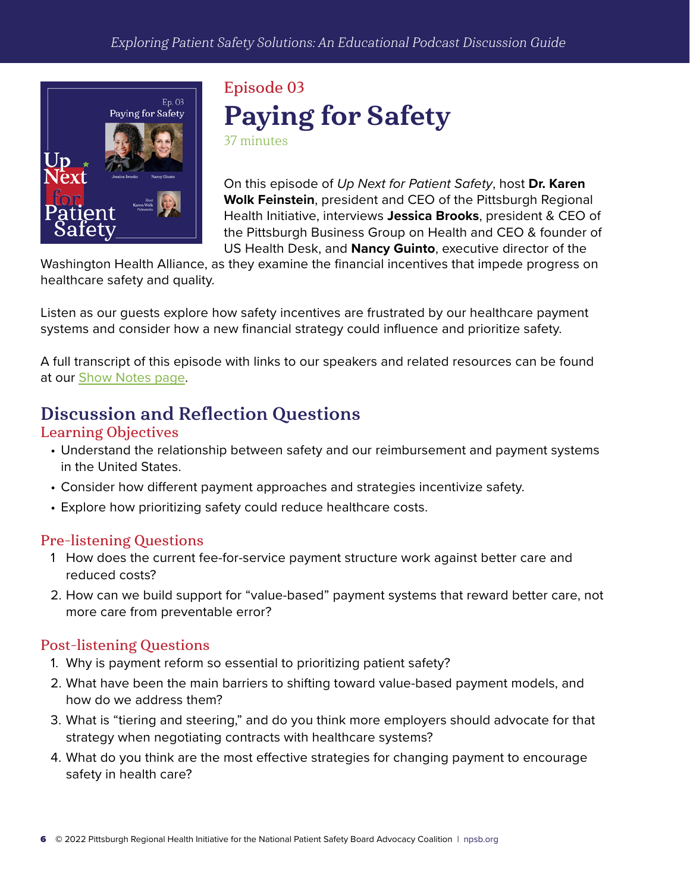## Episode 03

# Paying for Safety

37 minutes

On this episode of *Up Next for Patient Safety*, host **Dr. Karen Wolk Feinstein**, president and CEO of the Pittsburgh Regional Health Initiative, interviews **Jessica Brooks**, president & CEO of the Pittsburgh Business Group on Health and CEO & founder of US Health Desk, and **Nancy Guinto**, executive director of the Washington Health Alliance, as they examine the financial incentives that impede progress on healthcare safety and quality.

Listen as our guests explore how safety incentives are frustrated by our healthcare payment systems and consider how a new financial strategy could influence and prioritize safety.

A full transcript of this episode with links to our speakers and related resources can be found at our Show Notes page.

## Discussion and Reflection Questions

### Learning Objectives

- Understand the relationship between safety and our reimbursement and payment systems in the United States.
- Consider how different payment approaches and strategies incentivize safety.
- Explore how prioritizing safety could reduce healthcare costs.

### Pre-listening Questions

1 How does the current fee-for-service payment structure work against better care and reduced costs?

2. How can we build support for "value-based" payment systems that reward better care, not more care from preventable error?

### Post-listening Questions

1. Why is payment reform so essential to prioritizing patient safety?
2. What have been the main barriers to shifting toward value-based payment models, and how do we address them?
3. What is "tiering and steering," and do you think more employers should advocate for that strategy when negotiating contracts with healthcare systems?
4. What do you think are the most effective strategies for changing payment to encourage safety in health care?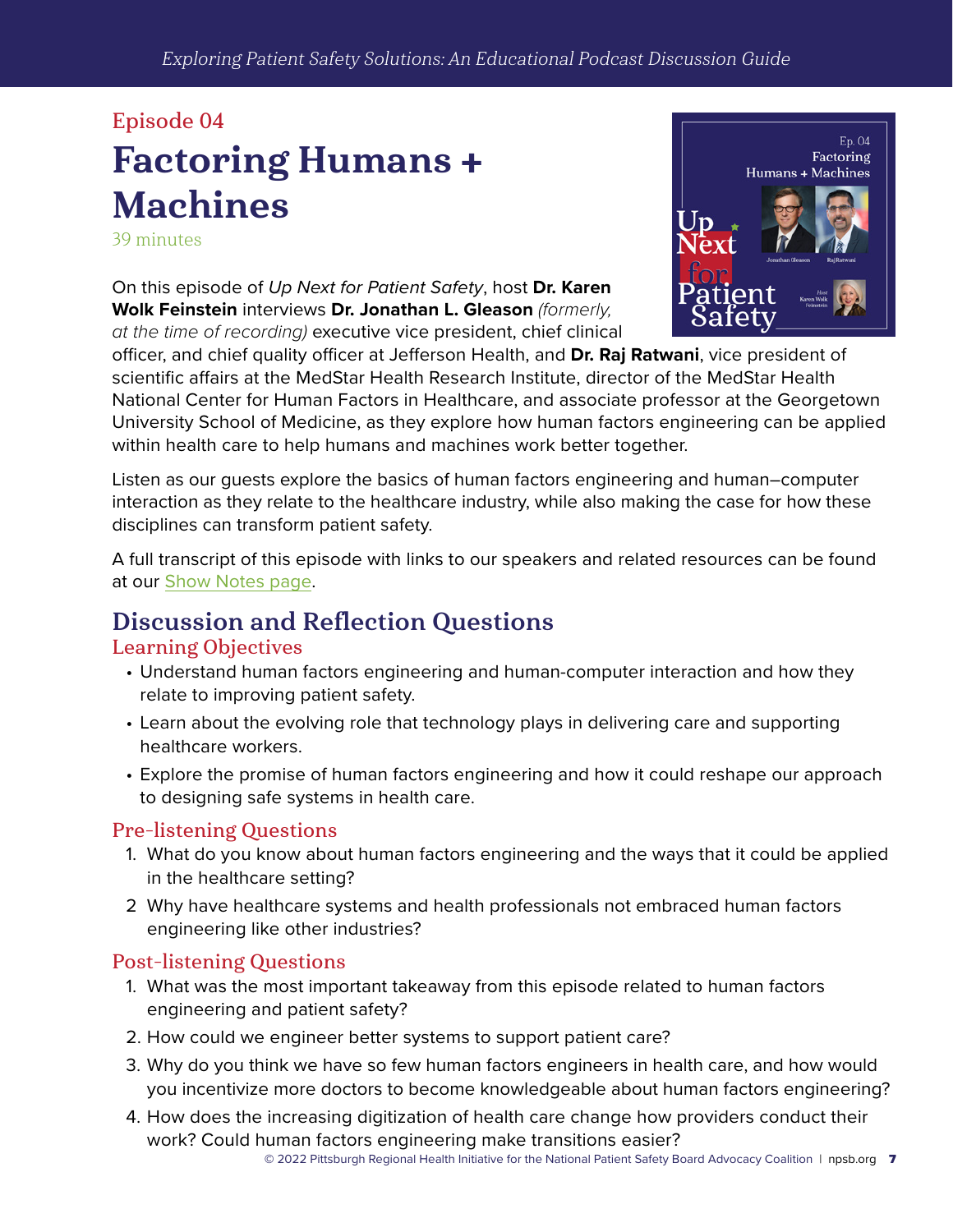Episode 04

# Factoring Humans + Machines

39 minutes

On this episode of *Up Next for Patient Safety*, host **Dr. Karen Wolk Feinstein** interviews **Dr. Jonathan L. Gleason** *(formerly, at the time of recording)* executive vice president, chief clinical officer, and chief quality officer at Jefferson Health, and **Dr. Raj Ratwani**, vice president of scientific affairs at the MedStar Health Research Institute, director of the MedStar Health National Center for Human Factors in Healthcare, and associate professor at the Georgetown University School of Medicine, as they explore how human factors engineering can be applied within health care to help humans and machines work better together.

Listen as our guests explore the basics of human factors engineering and human–computer interaction as they relate to the healthcare industry, while also making the case for how these disciplines can transform patient safety.

A full transcript of this episode with links to our speakers and related resources can be found at our Show Notes page.

## Discussion and Reflection Questions

### Learning Objectives

- Understand human factors engineering and human-computer interaction and how they relate to improving patient safety.
- Learn about the evolving role that technology plays in delivering care and supporting healthcare workers.
- Explore the promise of human factors engineering and how it could reshape our approach to designing safe systems in health care.

### Pre-listening Questions

1. What do you know about human factors engineering and the ways that it could be applied in the healthcare setting?
2. Why have healthcare systems and health professionals not embraced human factors engineering like other industries?

### Post-listening Questions

1. What was the most important takeaway from this episode related to human factors engineering and patient safety?
2. How could we engineer better systems to support patient care?
3. Why do you think we have so few human factors engineers in health care, and how would you incentivize more doctors to become knowledgeable about human factors engineering?
4. How does the increasing digitization of health care change how providers conduct their work? Could human factors engineering make transitions easier?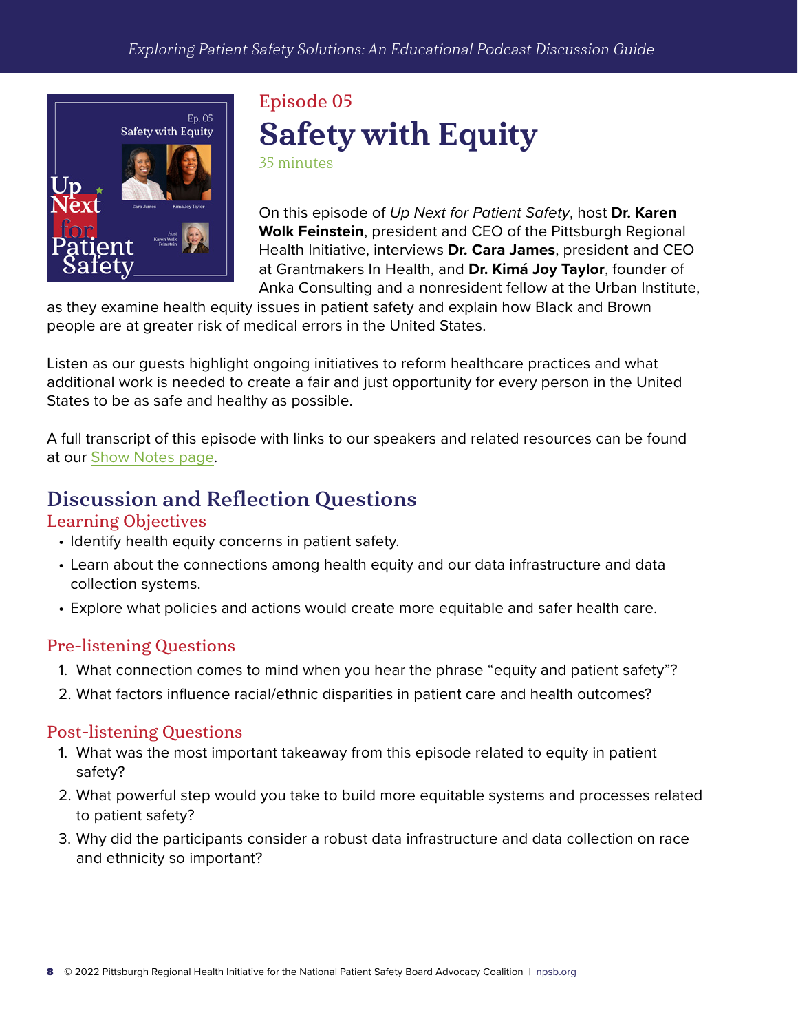# Episode 05

## Safety with Equity

35 minutes

On this episode of *Up Next for Patient Safety*, host **Dr. Karen Wolk Feinstein**, president and CEO of the Pittsburgh Regional Health Initiative, interviews **Dr. Cara James**, president and CEO at Grantmakers In Health, and **Dr. Kimá Joy Taylor**, founder of Anka Consulting and a nonresident fellow at the Urban Institute, as they examine health equity issues in patient safety and explain how Black and Brown people are at greater risk of medical errors in the United States.

Listen as our guests highlight ongoing initiatives to reform healthcare practices and what additional work is needed to create a fair and just opportunity for every person in the United States to be as safe and healthy as possible.

A full transcript of this episode with links to our speakers and related resources can be found at our Show Notes page.

## Discussion and Reflection Questions

### Learning Objectives

- Identify health equity concerns in patient safety.
- Learn about the connections among health equity and our data infrastructure and data collection systems.
- Explore what policies and actions would create more equitable and safer health care.

### Pre-listening Questions

1. What connection comes to mind when you hear the phrase "equity and patient safety"?
2. What factors influence racial/ethnic disparities in patient care and health outcomes?

### Post-listening Questions

1. What was the most important takeaway from this episode related to equity in patient safety?
2. What powerful step would you take to build more equitable systems and processes related to patient safety?
3. Why did the participants consider a robust data infrastructure and data collection on race and ethnicity so important?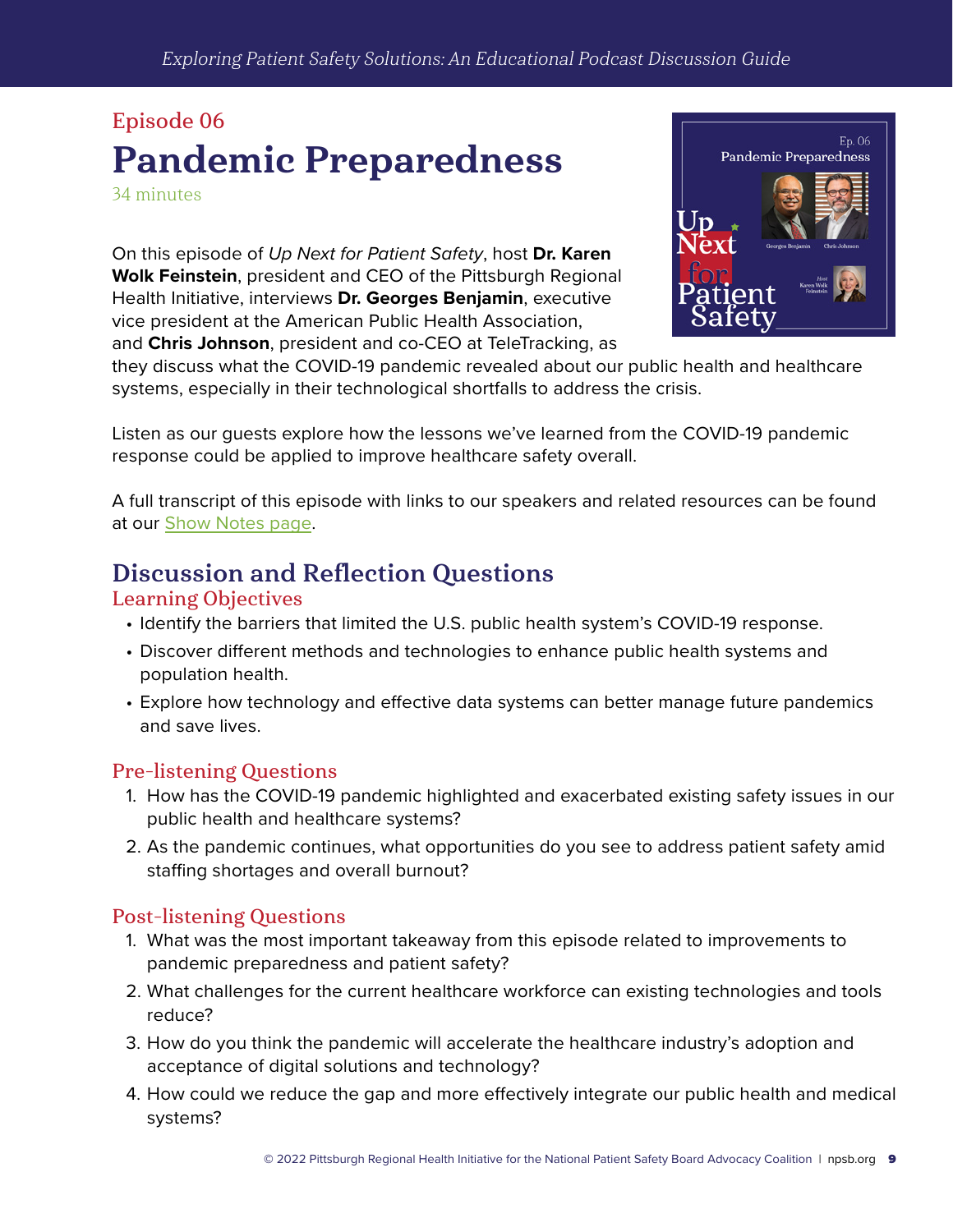Episode 06

# Pandemic Preparedness

34 minutes

On this episode of *Up Next for Patient Safety*, host **Dr. Karen Wolk Feinstein**, president and CEO of the Pittsburgh Regional Health Initiative, interviews **Dr. Georges Benjamin**, executive vice president at the American Public Health Association, and **Chris Johnson**, president and co-CEO at TeleTracking, as they discuss what the COVID-19 pandemic revealed about our public health and healthcare systems, especially in their technological shortfalls to address the crisis.

Listen as our guests explore how the lessons we've learned from the COVID-19 pandemic response could be applied to improve healthcare safety overall.

A full transcript of this episode with links to our speakers and related resources can be found at our Show Notes page.

## Discussion and Reflection Questions

### Learning Objectives

- Identify the barriers that limited the U.S. public health system's COVID-19 response.
- Discover different methods and technologies to enhance public health systems and population health.
- Explore how technology and effective data systems can better manage future pandemics and save lives.

### Pre-listening Questions

1. How has the COVID-19 pandemic highlighted and exacerbated existing safety issues in our public health and healthcare systems?
2. As the pandemic continues, what opportunities do you see to address patient safety amid staffing shortages and overall burnout?

### Post-listening Questions

1. What was the most important takeaway from this episode related to improvements to pandemic preparedness and patient safety?
2. What challenges for the current healthcare workforce can existing technologies and tools reduce?
3. How do you think the pandemic will accelerate the healthcare industry's adoption and acceptance of digital solutions and technology?
4. How could we reduce the gap and more effectively integrate our public health and medical systems?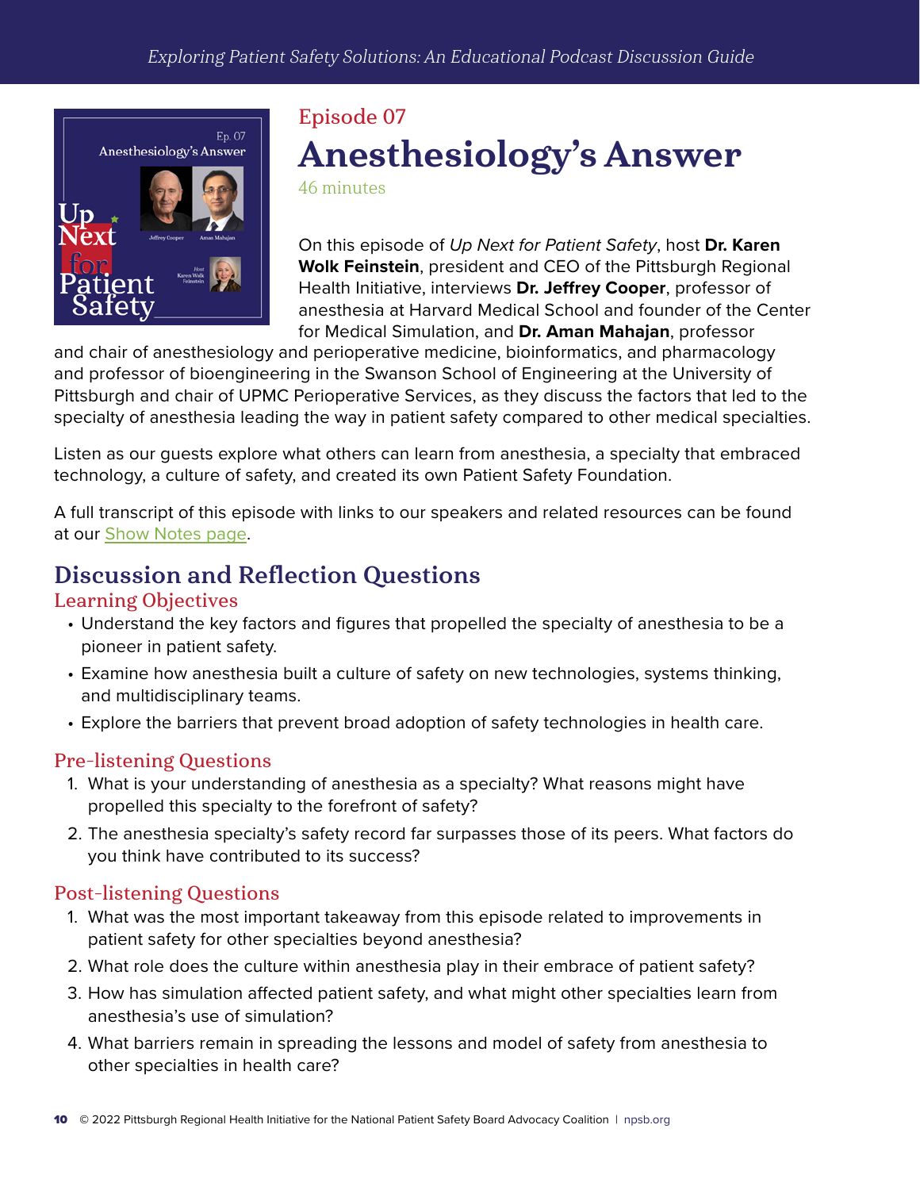## Episode 07

# Anesthesiology's Answer

46 minutes

On this episode of *Up Next for Patient Safety*, host **Dr. Karen Wolk Feinstein**, president and CEO of the Pittsburgh Regional Health Initiative, interviews **Dr. Jeffrey Cooper**, professor of anesthesia at Harvard Medical School and founder of the Center for Medical Simulation, and **Dr. Aman Mahajan**, professor and chair of anesthesiology and perioperative medicine, bioinformatics, and pharmacology and professor of bioengineering in the Swanson School of Engineering at the University of Pittsburgh and chair of UPMC Perioperative Services, as they discuss the factors that led to the specialty of anesthesia leading the way in patient safety compared to other medical specialties.

Listen as our guests explore what others can learn from anesthesia, a specialty that embraced technology, a culture of safety, and created its own Patient Safety Foundation.

A full transcript of this episode with links to our speakers and related resources can be found at our Show Notes page.

## Discussion and Reflection Questions

### Learning Objectives

- Understand the key factors and figures that propelled the specialty of anesthesia to be a pioneer in patient safety.
- Examine how anesthesia built a culture of safety on new technologies, systems thinking, and multidisciplinary teams.
- Explore the barriers that prevent broad adoption of safety technologies in health care.

### Pre-listening Questions

1. What is your understanding of anesthesia as a specialty? What reasons might have propelled this specialty to the forefront of safety?
2. The anesthesia specialty's safety record far surpasses those of its peers. What factors do you think have contributed to its success?

### Post-listening Questions

1. What was the most important takeaway from this episode related to improvements in patient safety for other specialties beyond anesthesia?
2. What role does the culture within anesthesia play in their embrace of patient safety?
3. How has simulation affected patient safety, and what might other specialties learn from anesthesia's use of simulation?
4. What barriers remain in spreading the lessons and model of safety from anesthesia to other specialties in health care?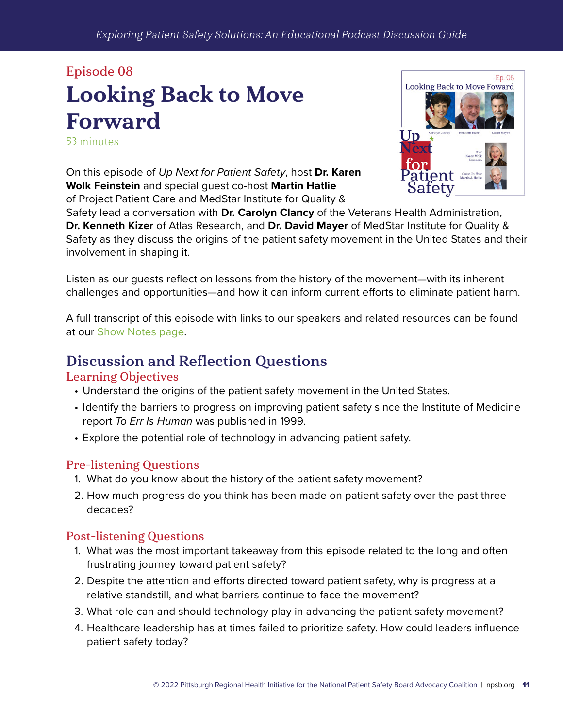Episode 08

# Looking Back to Move Forward

53 minutes

On this episode of *Up Next for Patient Safety*, host **Dr. Karen Wolk Feinstein** and special guest co-host **Martin Hatlie** of Project Patient Care and MedStar Institute for Quality & Safety lead a conversation with **Dr. Carolyn Clancy** of the Veterans Health Administration, **Dr. Kenneth Kizer** of Atlas Research, and **Dr. David Mayer** of MedStar Institute for Quality & Safety as they discuss the origins of the patient safety movement in the United States and their involvement in shaping it.

Listen as our guests reflect on lessons from the history of the movement—with its inherent challenges and opportunities—and how it can inform current efforts to eliminate patient harm.

A full transcript of this episode with links to our speakers and related resources can be found at our Show Notes page.

## Discussion and Reflection Questions

### Learning Objectives

- Understand the origins of the patient safety movement in the United States.
- Identify the barriers to progress on improving patient safety since the Institute of Medicine report *To Err Is Human* was published in 1999.
- Explore the potential role of technology in advancing patient safety.

### Pre-listening Questions

1. What do you know about the history of the patient safety movement?
2. How much progress do you think has been made on patient safety over the past three decades?

### Post-listening Questions

1. What was the most important takeaway from this episode related to the long and often frustrating journey toward patient safety?
2. Despite the attention and efforts directed toward patient safety, why is progress at a relative standstill, and what barriers continue to face the movement?
3. What role can and should technology play in advancing the patient safety movement?
4. Healthcare leadership has at times failed to prioritize safety. How could leaders influence patient safety today?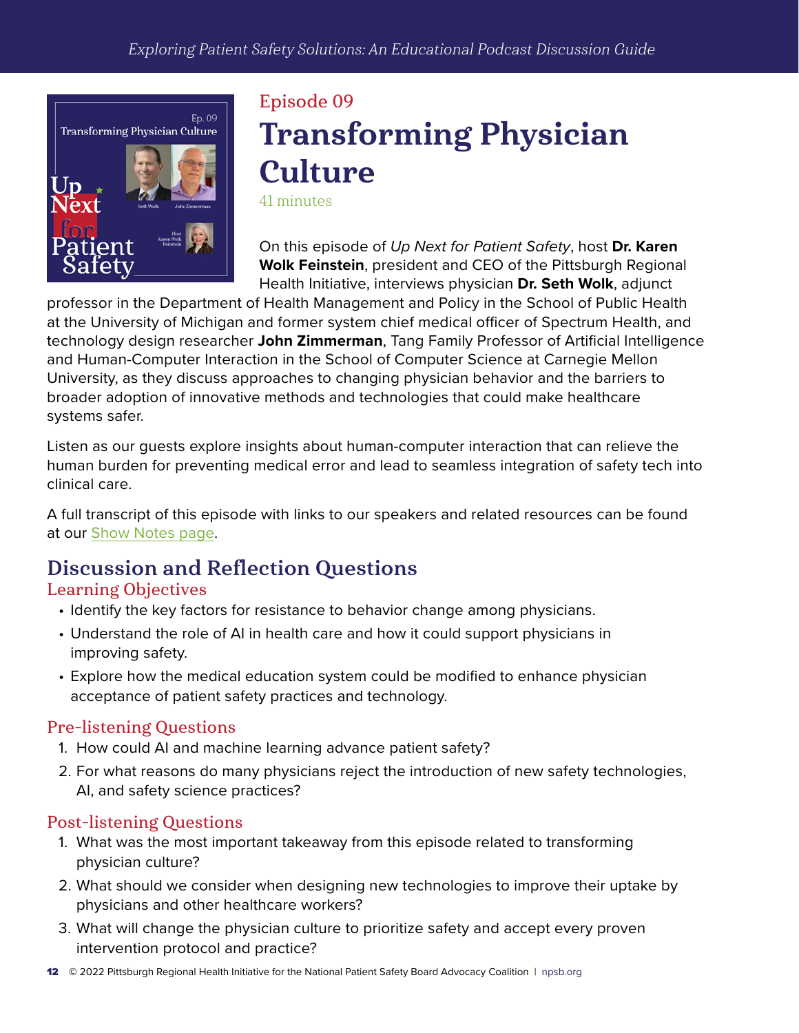Episode 09

# Transforming Physician Culture

41 minutes

On this episode of *Up Next for Patient Safety*, host **Dr. Karen Wolk Feinstein**, president and CEO of the Pittsburgh Regional Health Initiative, interviews physician **Dr. Seth Wolk**, adjunct professor in the Department of Health Management and Policy in the School of Public Health at the University of Michigan and former system chief medical officer of Spectrum Health, and technology design researcher **John Zimmerman**, Tang Family Professor of Artificial Intelligence and Human-Computer Interaction in the School of Computer Science at Carnegie Mellon University, as they discuss approaches to changing physician behavior and the barriers to broader adoption of innovative methods and technologies that could make healthcare systems safer.

Listen as our guests explore insights about human-computer interaction that can relieve the human burden for preventing medical error and lead to seamless integration of safety tech into clinical care.

A full transcript of this episode with links to our speakers and related resources can be found at our Show Notes page.

## Discussion and Reflection Questions

### Learning Objectives

- Identify the key factors for resistance to behavior change among physicians.
- Understand the role of AI in health care and how it could support physicians in improving safety.
- Explore how the medical education system could be modified to enhance physician acceptance of patient safety practices and technology.

### Pre-listening Questions

1. How could AI and machine learning advance patient safety?
2. For what reasons do many physicians reject the introduction of new safety technologies, AI, and safety science practices?

### Post-listening Questions

1. What was the most important takeaway from this episode related to transforming physician culture?
2. What should we consider when designing new technologies to improve their uptake by physicians and other healthcare workers?
3. What will change the physician culture to prioritize safety and accept every proven intervention protocol and practice?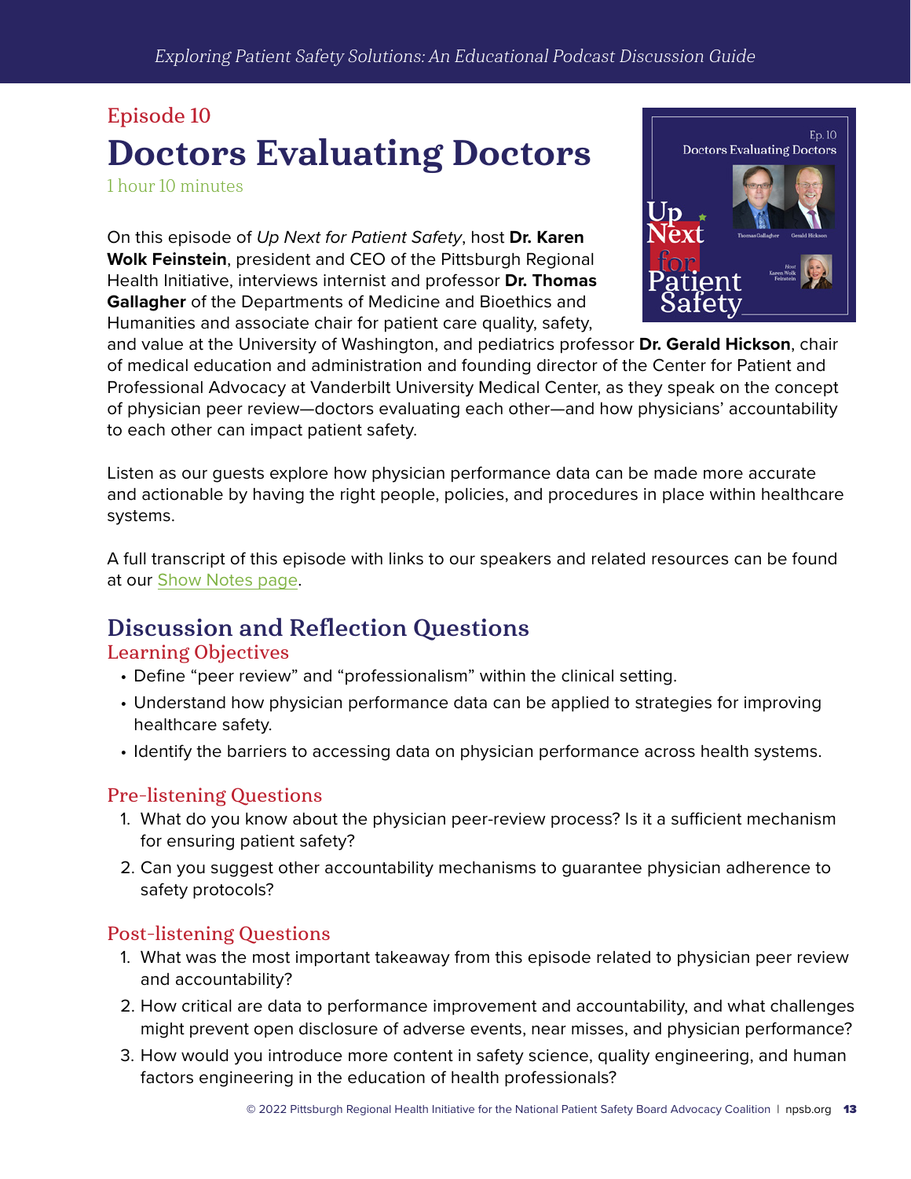Episode 10

# Doctors Evaluating Doctors

1 hour 10 minutes

On this episode of *Up Next for Patient Safety*, host **Dr. Karen Wolk Feinstein**, president and CEO of the Pittsburgh Regional Health Initiative, interviews internist and professor **Dr. Thomas Gallagher** of the Departments of Medicine and Bioethics and Humanities and associate chair for patient care quality, safety, and value at the University of Washington, and pediatrics professor **Dr. Gerald Hickson**, chair of medical education and administration and founding director of the Center for Patient and Professional Advocacy at Vanderbilt University Medical Center, as they speak on the concept of physician peer review—doctors evaluating each other—and how physicians' accountability to each other can impact patient safety.

Listen as our guests explore how physician performance data can be made more accurate and actionable by having the right people, policies, and procedures in place within healthcare systems.

A full transcript of this episode with links to our speakers and related resources can be found at our Show Notes page.

## Discussion and Reflection Questions

### Learning Objectives

- Define "peer review" and "professionalism" within the clinical setting.
- Understand how physician performance data can be applied to strategies for improving healthcare safety.
- Identify the barriers to accessing data on physician performance across health systems.

### Pre-listening Questions

1. What do you know about the physician peer-review process? Is it a sufficient mechanism for ensuring patient safety?
2. Can you suggest other accountability mechanisms to guarantee physician adherence to safety protocols?

### Post-listening Questions

1. What was the most important takeaway from this episode related to physician peer review and accountability?
2. How critical are data to performance improvement and accountability, and what challenges might prevent open disclosure of adverse events, near misses, and physician performance?
3. How would you introduce more content in safety science, quality engineering, and human factors engineering in the education of health professionals?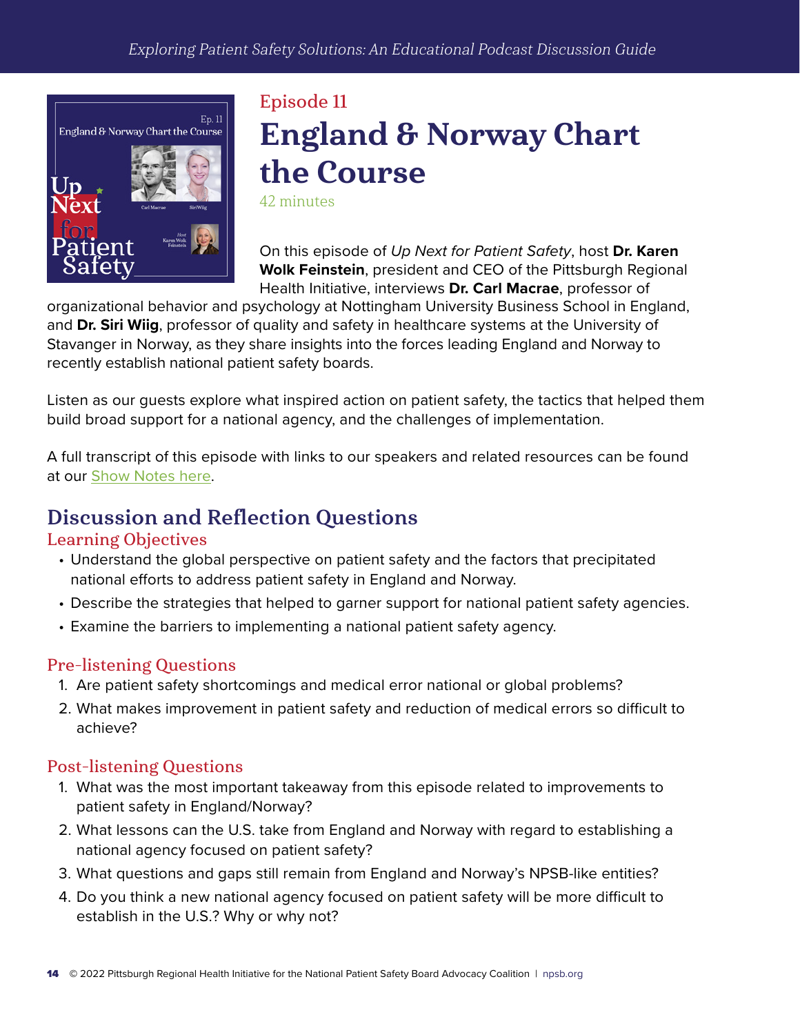## Episode 11

# England & Norway Chart the Course

42 minutes

On this episode of *Up Next for Patient Safety*, host **Dr. Karen Wolk Feinstein**, president and CEO of the Pittsburgh Regional Health Initiative, interviews **Dr. Carl Macrae**, professor of organizational behavior and psychology at Nottingham University Business School in England, and **Dr. Siri Wiig**, professor of quality and safety in healthcare systems at the University of Stavanger in Norway, as they share insights into the forces leading England and Norway to recently establish national patient safety boards.

Listen as our guests explore what inspired action on patient safety, the tactics that helped them build broad support for a national agency, and the challenges of implementation.

A full transcript of this episode with links to our speakers and related resources can be found at our Show Notes here.

## Discussion and Reflection Questions

### Learning Objectives

- Understand the global perspective on patient safety and the factors that precipitated national efforts to address patient safety in England and Norway.
- Describe the strategies that helped to garner support for national patient safety agencies.
- Examine the barriers to implementing a national patient safety agency.

### Pre-listening Questions

1. Are patient safety shortcomings and medical error national or global problems?
2. What makes improvement in patient safety and reduction of medical errors so difficult to achieve?

### Post-listening Questions

1. What was the most important takeaway from this episode related to improvements to patient safety in England/Norway?
2. What lessons can the U.S. take from England and Norway with regard to establishing a national agency focused on patient safety?
3. What questions and gaps still remain from England and Norway's NPSB-like entities?
4. Do you think a new national agency focused on patient safety will be more difficult to establish in the U.S.? Why or why not?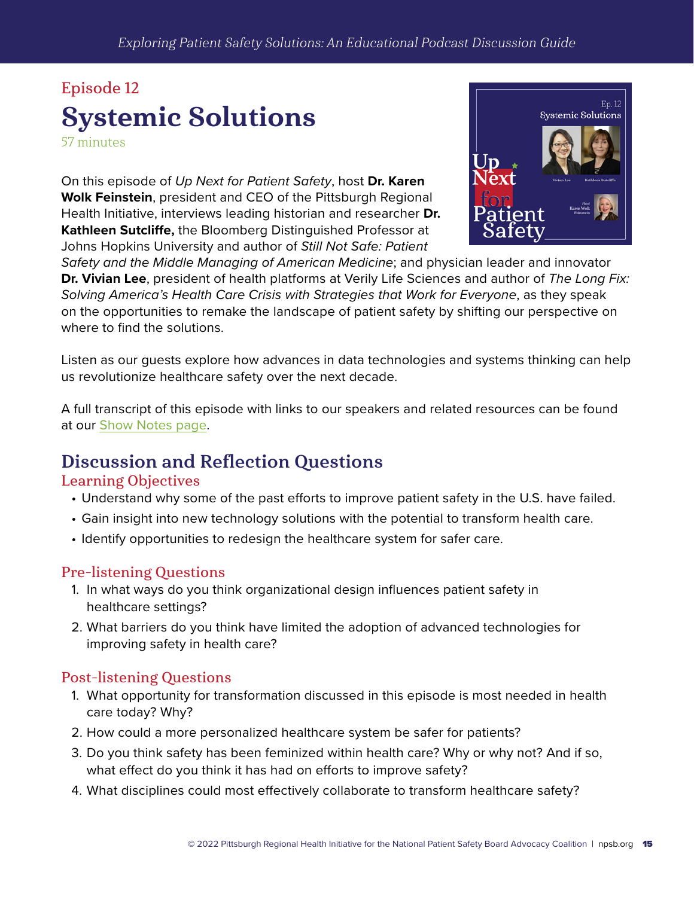Episode 12

# Systemic Solutions

57 minutes

On this episode of *Up Next for Patient Safety*, host **Dr. Karen Wolk Feinstein**, president and CEO of the Pittsburgh Regional Health Initiative, interviews leading historian and researcher **Dr. Kathleen Sutcliffe,** the Bloomberg Distinguished Professor at Johns Hopkins University and author of *Still Not Safe: Patient Safety and the Middle Managing of American Medicine*; and physician leader and innovator **Dr. Vivian Lee**, president of health platforms at Verily Life Sciences and author of *The Long Fix: Solving America's Health Care Crisis with Strategies that Work for Everyone*, as they speak on the opportunities to remake the landscape of patient safety by shifting our perspective on where to find the solutions.

Listen as our guests explore how advances in data technologies and systems thinking can help us revolutionize healthcare safety over the next decade.

A full transcript of this episode with links to our speakers and related resources can be found at our Show Notes page.

## Discussion and Reflection Questions

### Learning Objectives

- Understand why some of the past efforts to improve patient safety in the U.S. have failed.
- Gain insight into new technology solutions with the potential to transform health care.
- Identify opportunities to redesign the healthcare system for safer care.

### Pre-listening Questions

1. In what ways do you think organizational design influences patient safety in healthcare settings?
2. What barriers do you think have limited the adoption of advanced technologies for improving safety in health care?

### Post-listening Questions

1. What opportunity for transformation discussed in this episode is most needed in health care today? Why?
2. How could a more personalized healthcare system be safer for patients?
3. Do you think safety has been feminized within health care? Why or why not? And if so, what effect do you think it has had on efforts to improve safety?
4. What disciplines could most effectively collaborate to transform healthcare safety?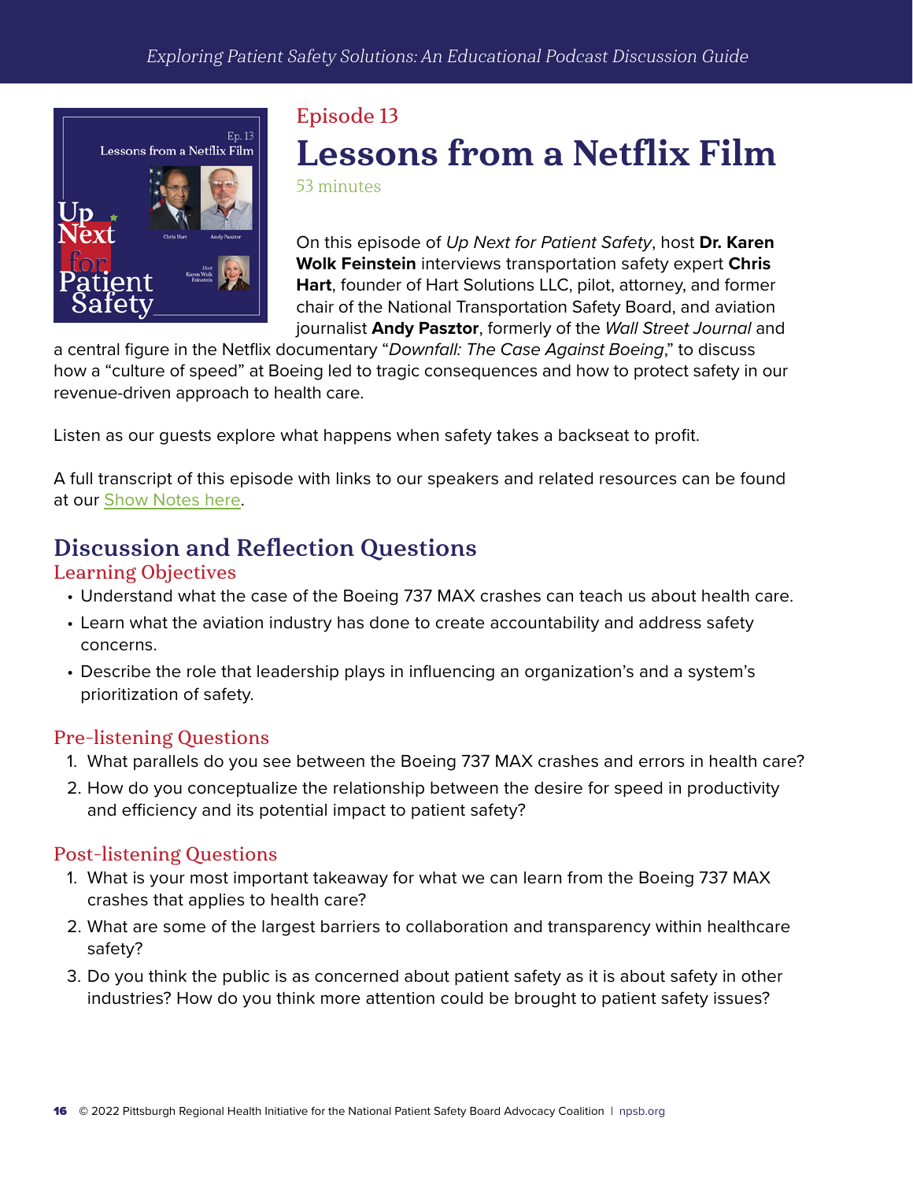Episode 13

# Lessons from a Netflix Film

53 minutes

On this episode of *Up Next for Patient Safety*, host **Dr. Karen Wolk Feinstein** interviews transportation safety expert **Chris Hart**, founder of Hart Solutions LLC, pilot, attorney, and former chair of the National Transportation Safety Board, and aviation journalist **Andy Pasztor**, formerly of the *Wall Street Journal* and a central figure in the Netflix documentary "*Downfall: The Case Against Boeing*," to discuss how a "culture of speed" at Boeing led to tragic consequences and how to protect safety in our revenue-driven approach to health care.

Listen as our guests explore what happens when safety takes a backseat to profit.

A full transcript of this episode with links to our speakers and related resources can be found at our Show Notes here.

## Discussion and Reflection Questions

### Learning Objectives

- Understand what the case of the Boeing 737 MAX crashes can teach us about health care.
- Learn what the aviation industry has done to create accountability and address safety concerns.
- Describe the role that leadership plays in influencing an organization's and a system's prioritization of safety.

### Pre-listening Questions

1. What parallels do you see between the Boeing 737 MAX crashes and errors in health care?
2. How do you conceptualize the relationship between the desire for speed in productivity and efficiency and its potential impact to patient safety?

### Post-listening Questions

1. What is your most important takeaway for what we can learn from the Boeing 737 MAX crashes that applies to health care?
2. What are some of the largest barriers to collaboration and transparency within healthcare safety?
3. Do you think the public is as concerned about patient safety as it is about safety in other industries? How do you think more attention could be brought to patient safety issues?

© 2022 Pittsburgh Regional Health Initiative for the National Patient Safety Board Advocacy Coalition | npsb.org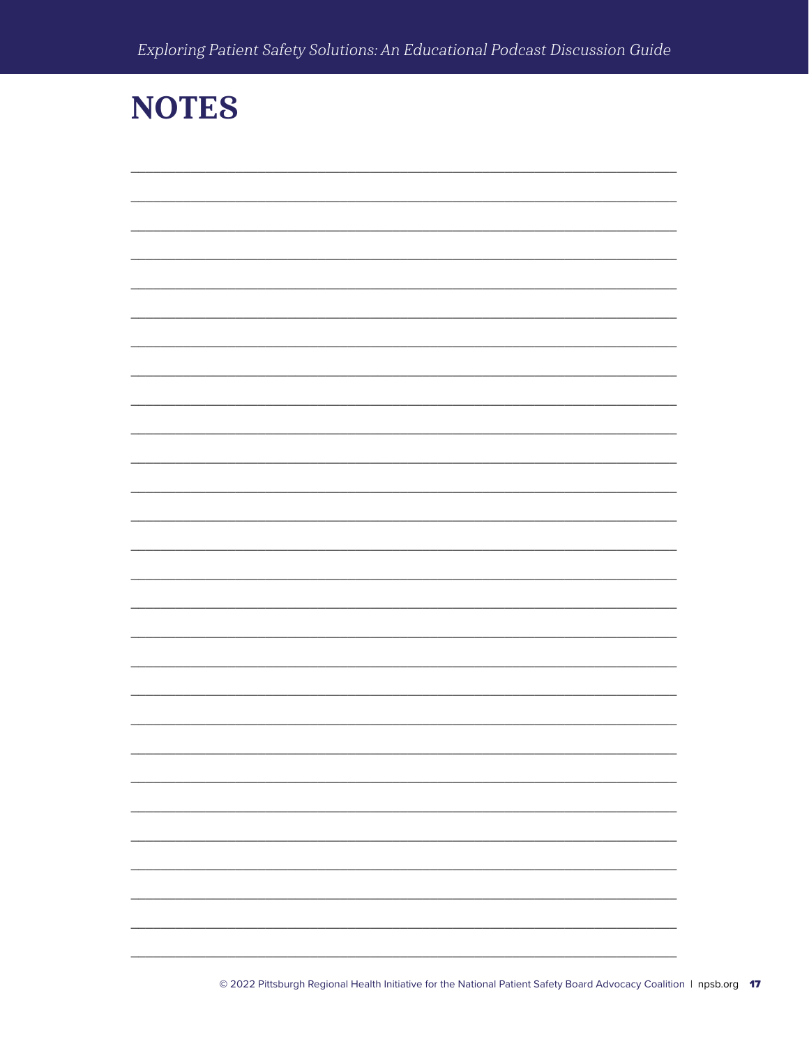# NOTES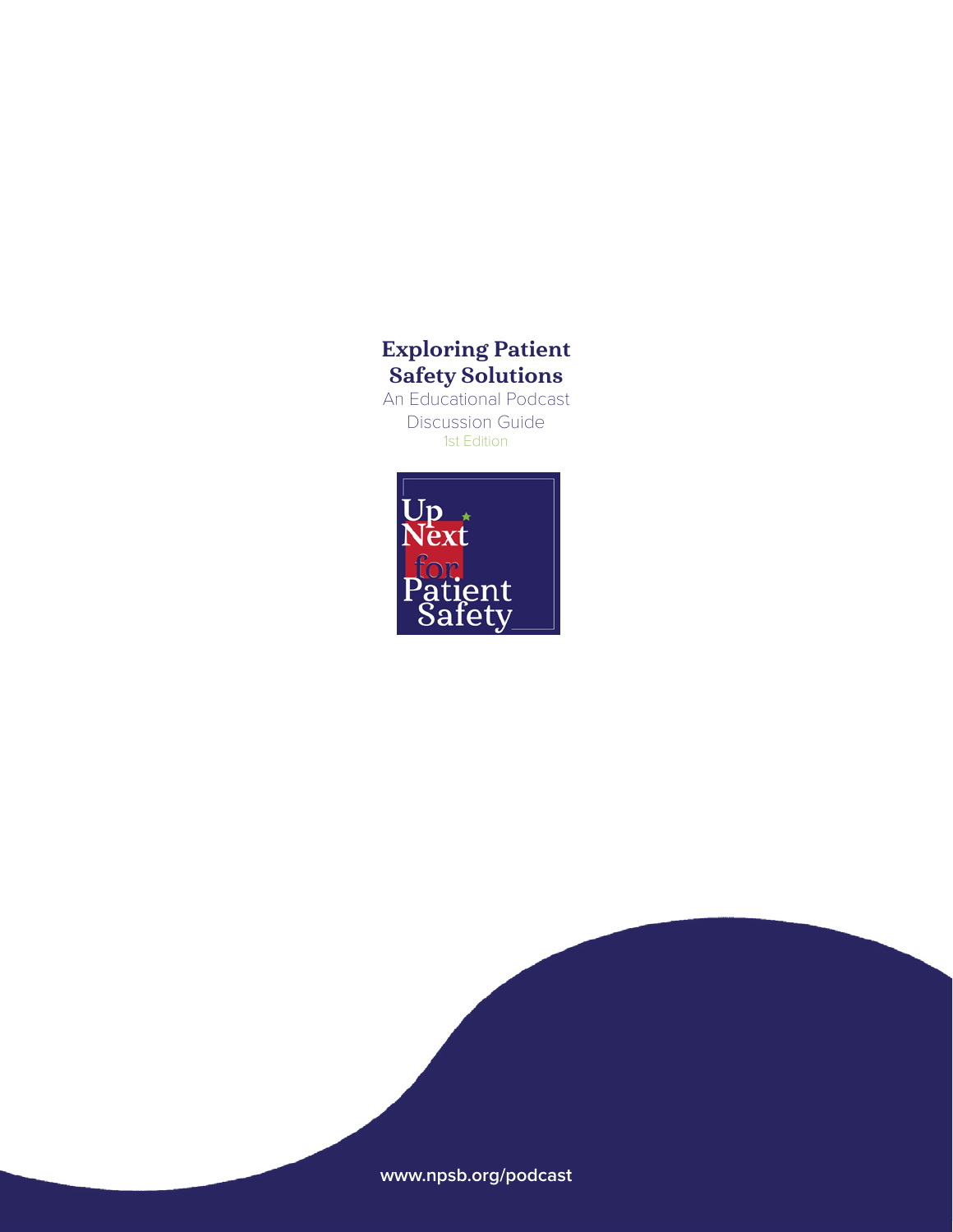# Exploring Patient Safety Solutions

An Educational Podcast
Discussion Guide
1st Edition

Up Next for Patient Safety

www.npsb.org/podcast